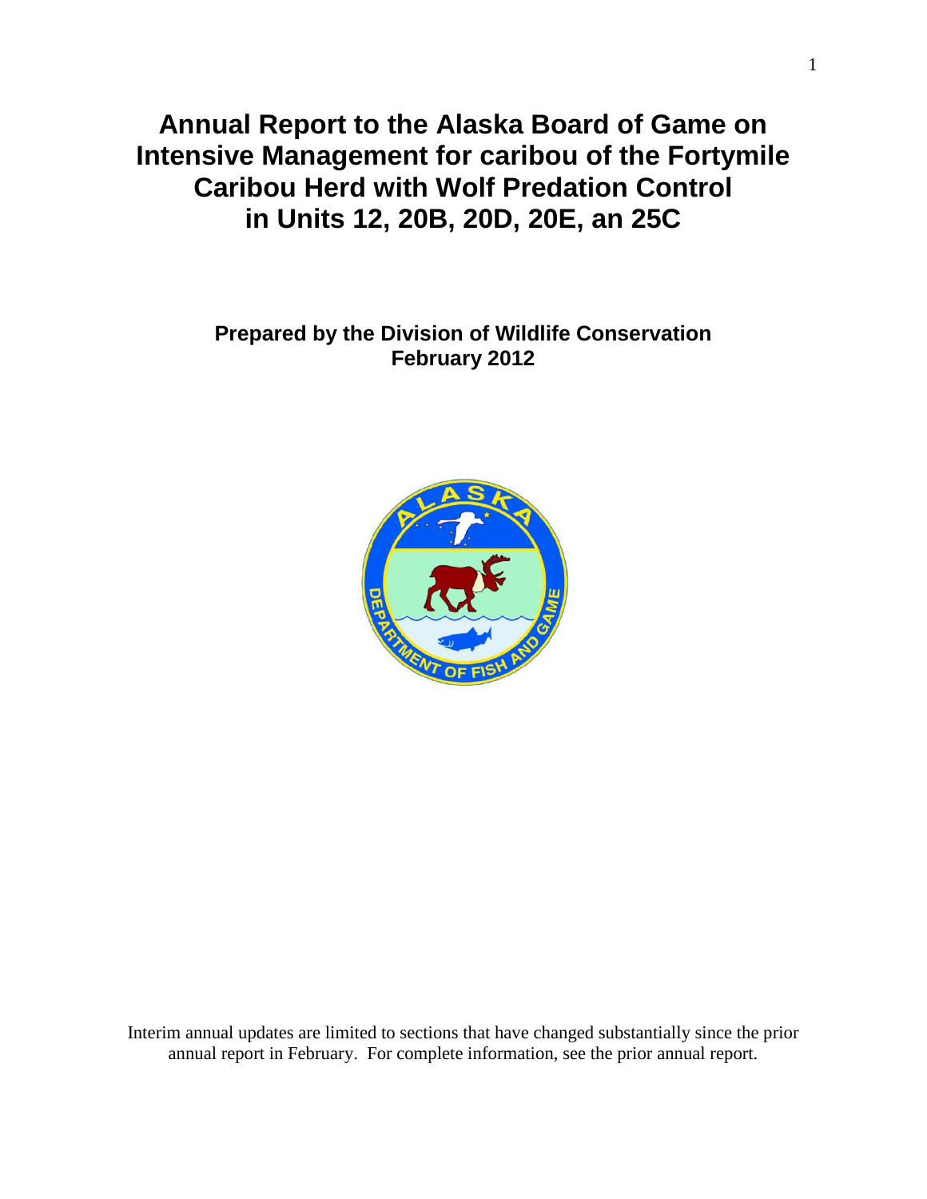# Annual Report to the Alaska Board of Game on Intensive Management for caribou of the Fortymile Caribou Herd with Wolf Predation Control in Units 12, 20B, 20D, 20E, an 25C

**Prepared by the Division of Wildlife Conservation**
**February 2012**

Interim annual updates are limited to sections that have changed substantially since the prior annual report in February. For complete information, see the prior annual report.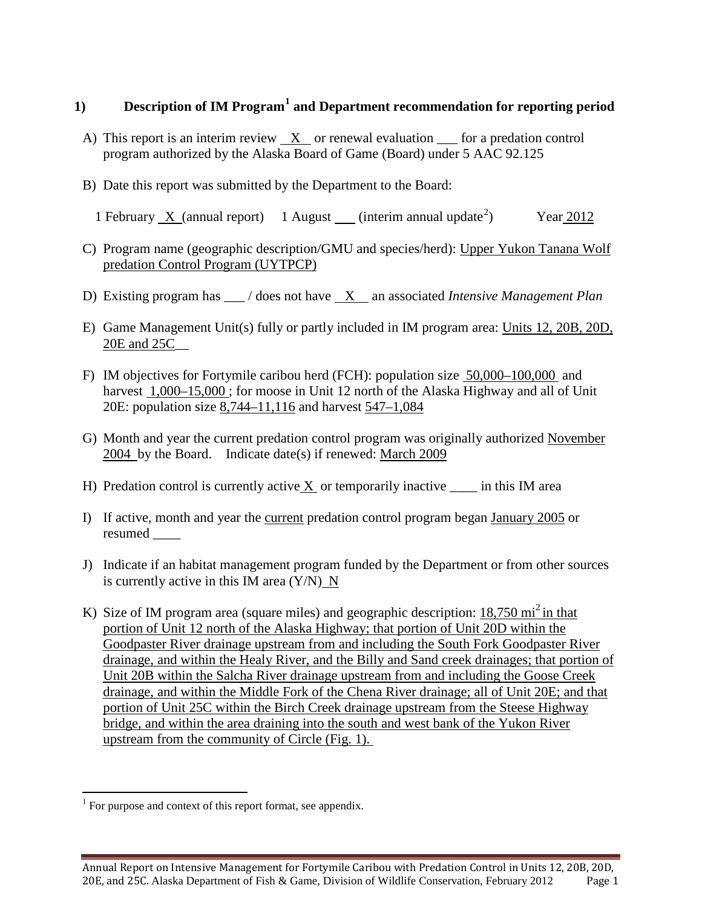## 1) Description of IM Program[1] and Department recommendation for reporting period

A) This report is an interim review \_\_X\_\_ or renewal evaluation \_\_\_ for a predation control program authorized by the Alaska Board of Game (Board) under 5 AAC 92.125

B) Date this report was submitted by the Department to the Board:

1 February \_X\_ (annual report) 1 August \_\_\_ (interim annual update[2]) Year 2012

C) Program name (geographic description/GMU and species/herd): Upper Yukon Tanana Wolf predation Control Program (UYTPCP)

D) Existing program has \_\_\_ / does not have \_\_X\_\_ an associated *Intensive Management Plan*

E) Game Management Unit(s) fully or partly included in IM program area: Units 12, 20B, 20D, 20E and 25C

F) IM objectives for Fortymile caribou herd (FCH): population size 50,000–100,000 and harvest 1,000–15,000 ; for moose in Unit 12 north of the Alaska Highway and all of Unit 20E: population size 8,744–11,116 and harvest 547–1,084

G) Month and year the current predation control program was originally authorized November 2004 by the Board. Indicate date(s) if renewed: March 2009

H) Predation control is currently active X or temporarily inactive \_\_\_\_ in this IM area

I) If active, month and year the current predation control program began January 2005 or resumed \_\_\_\_

J) Indicate if an habitat management program funded by the Department or from other sources is currently active in this IM area (Y/N) N

K) Size of IM program area (square miles) and geographic description: 18,750 mi$^2$ in that portion of Unit 12 north of the Alaska Highway; that portion of Unit 20D within the Goodpaster River drainage upstream from and including the South Fork Goodpaster River drainage, and within the Healy River, and the Billy and Sand creek drainages; that portion of Unit 20B within the Salcha River drainage upstream from and including the Goose Creek drainage, and within the Middle Fork of the Chena River drainage; all of Unit 20E; and that portion of Unit 25C within the Birch Creek drainage upstream from the Steese Highway bridge, and within the area draining into the south and west bank of the Yukon River upstream from the community of Circle (Fig. 1).

[1] For purpose and context of this report format, see appendix.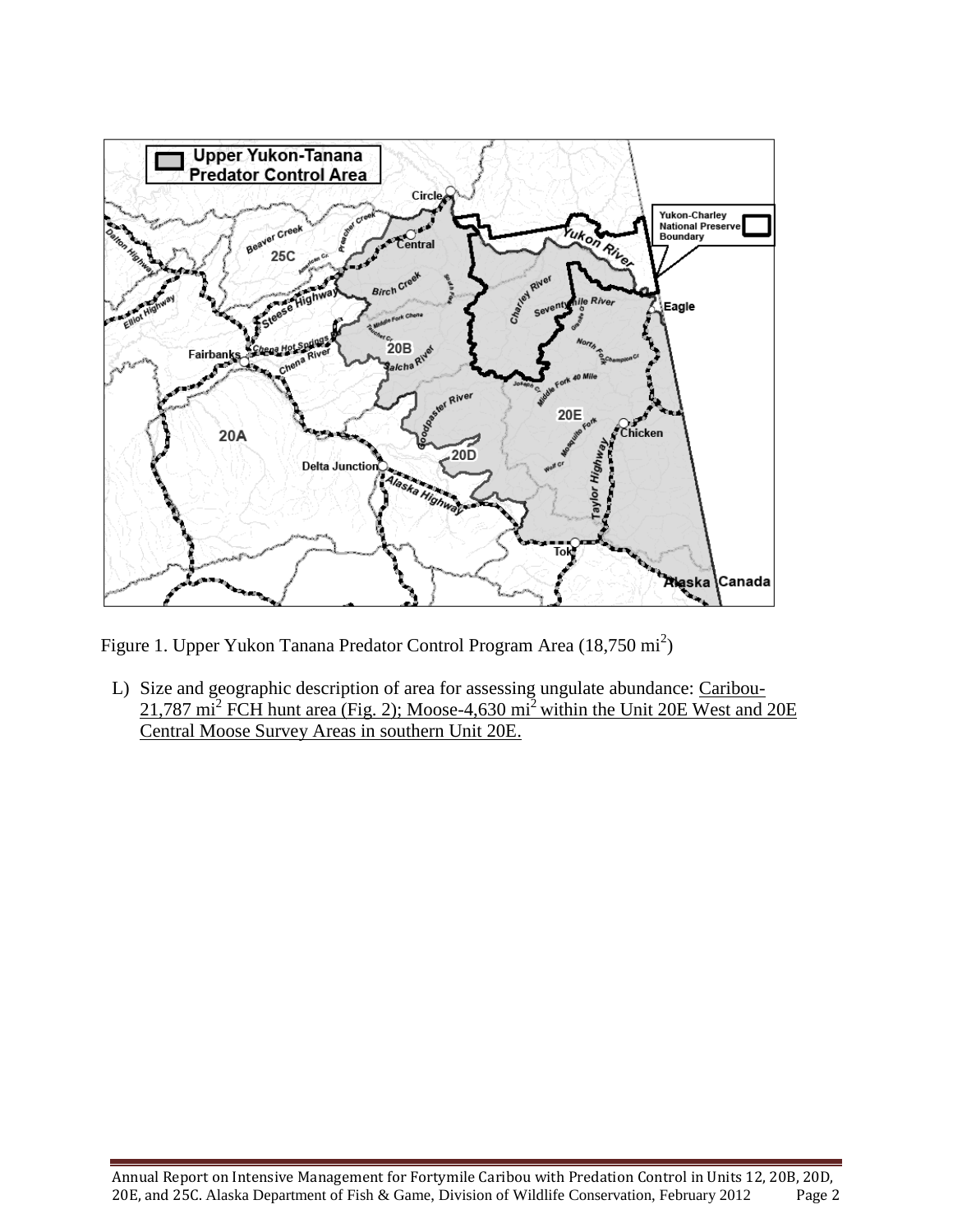Figure 1. Upper Yukon Tanana Predator Control Program Area (18,750 $mi^2$)

L) Size and geographic description of area for assessing ungulate abundance: Caribou-21,787 $mi^2$ FCH hunt area (Fig. 2); Moose-4,630 $mi^2$ within the Unit 20E West and 20E Central Moose Survey Areas in southern Unit 20E.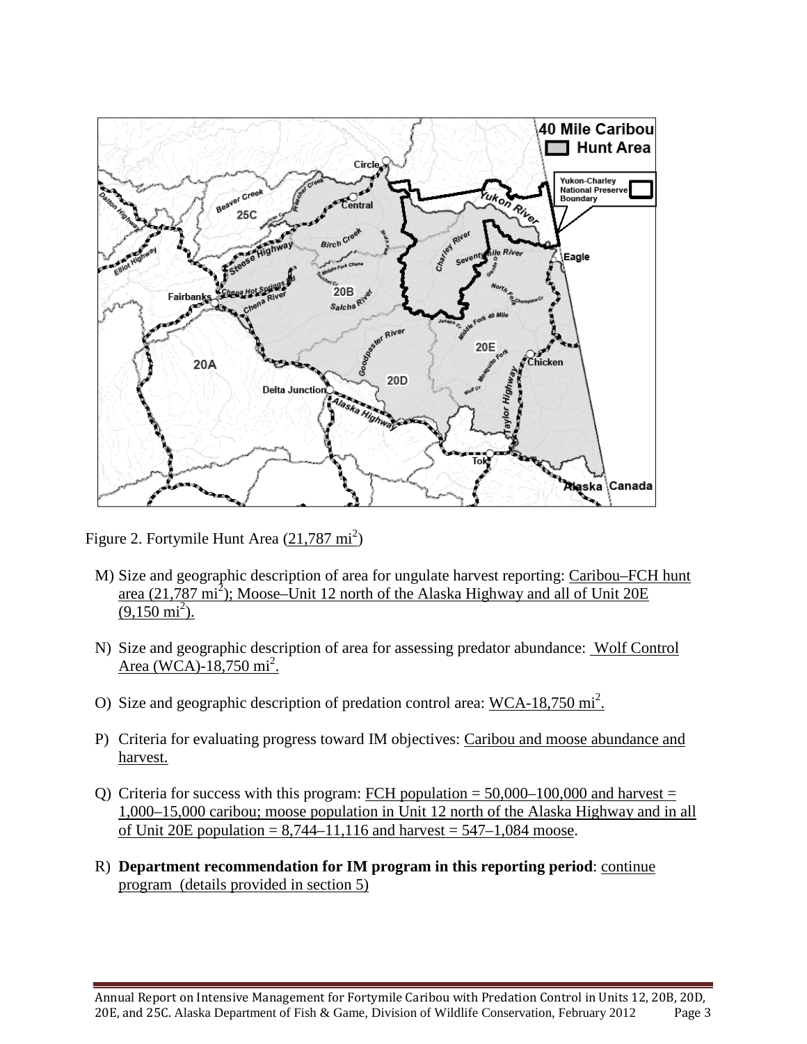Figure 2. Fortymile Hunt Area (21,787 mi$^2$)

M) Size and geographic description of area for ungulate harvest reporting: Caribou–FCH hunt area (21,787 mi$^2$); Moose–Unit 12 north of the Alaska Highway and all of Unit 20E (9,150 mi$^2$).

N) Size and geographic description of area for assessing predator abundance: Wolf Control Area (WCA)-18,750 mi$^2$.

O) Size and geographic description of predation control area: WCA-18,750 mi$^2$.

P) Criteria for evaluating progress toward IM objectives: Caribou and moose abundance and harvest.

Q) Criteria for success with this program: FCH population = 50,000–100,000 and harvest = 1,000–15,000 caribou; moose population in Unit 12 north of the Alaska Highway and in all of Unit 20E population = 8,744–11,116 and harvest = 547–1,084 moose.

R) **Department recommendation for IM program in this reporting period**: continue program (details provided in section 5)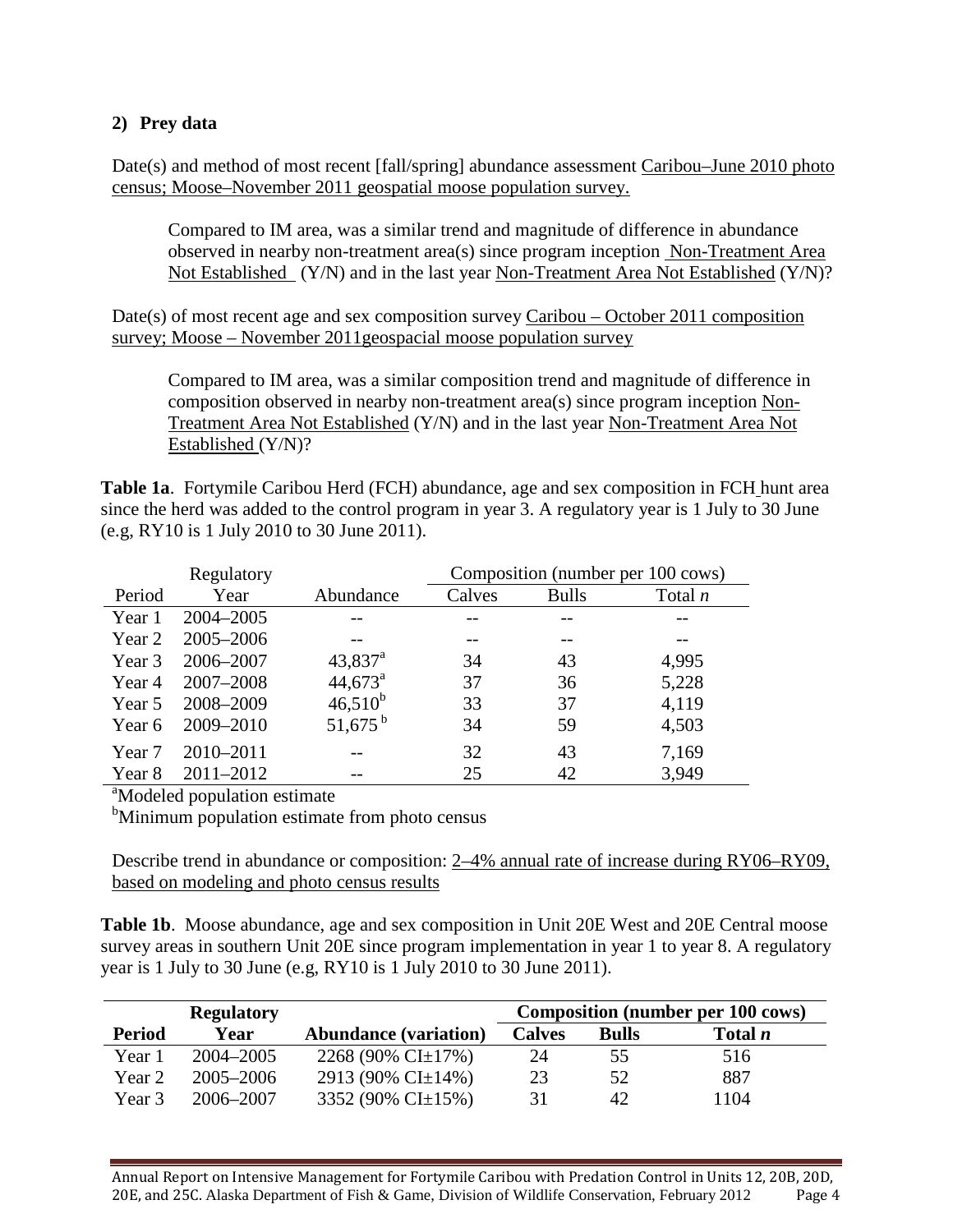## 2) Prey data

Date(s) and method of most recent [fall/spring] abundance assessment Caribou–June 2010 photo census; Moose–November 2011 geospatial moose population survey.

Compared to IM area, was a similar trend and magnitude of difference in abundance observed in nearby non-treatment area(s) since program inception Non-Treatment Area Not Established (Y/N) and in the last year Non-Treatment Area Not Established (Y/N)?

Date(s) of most recent age and sex composition survey Caribou – October 2011 composition survey; Moose – November 2011geospacial moose population survey

Compared to IM area, was a similar composition trend and magnitude of difference in composition observed in nearby non-treatment area(s) since program inception Non-Treatment Area Not Established (Y/N) and in the last year Non-Treatment Area Not Established (Y/N)?

**Table 1a**. Fortymile Caribou Herd (FCH) abundance, age and sex composition in FCH hunt area since the herd was added to the control program in year 3. A regulatory year is 1 July to 30 June (e.g, RY10 is 1 July 2010 to 30 June 2011).

| | Regulatory | | Composition (number per 100 cows) | | |
|---|---|---|---|---|---|
| Period | Year | Abundance | Calves | Bulls | Total *n* |
| Year 1 | 2004–2005 | -- | -- | -- | -- |
| Year 2 | 2005–2006 | -- | -- | -- | -- |
| Year 3 | 2006–2007 | 43,837[a] | 34 | 43 | 4,995 |
| Year 4 | 2007–2008 | 44,673[a] | 37 | 36 | 5,228 |
| Year 5 | 2008–2009 | 46,510[b] | 33 | 37 | 4,119 |
| Year 6 | 2009–2010 | 51,675[b] | 34 | 59 | 4,503 |
| Year 7 | 2010–2011 | -- | 32 | 43 | 7,169 |
| Year 8 | 2011–2012 | -- | 25 | 42 | 3,949 |

[a]Modeled population estimate

[b]Minimum population estimate from photo census

Describe trend in abundance or composition: 2–4% annual rate of increase during RY06–RY09, based on modeling and photo census results

**Table 1b**. Moose abundance, age and sex composition in Unit 20E West and 20E Central moose survey areas in southern Unit 20E since program implementation in year 1 to year 8. A regulatory year is 1 July to 30 June (e.g, RY10 is 1 July 2010 to 30 June 2011).

| | **Regulatory** | | **Composition (number per 100 cows)** | | |
|---|---|---|---|---|---|
| **Period** | **Year** | **Abundance (variation)** | **Calves** | **Bulls** | **Total *n*** |
| Year 1 | 2004–2005 | 2268 (90% CI±17%) | 24 | 55 | 516 |
| Year 2 | 2005–2006 | 2913 (90% CI±14%) | 23 | 52 | 887 |
| Year 3 | 2006–2007 | 3352 (90% CI±15%) | 31 | 42 | 1104 |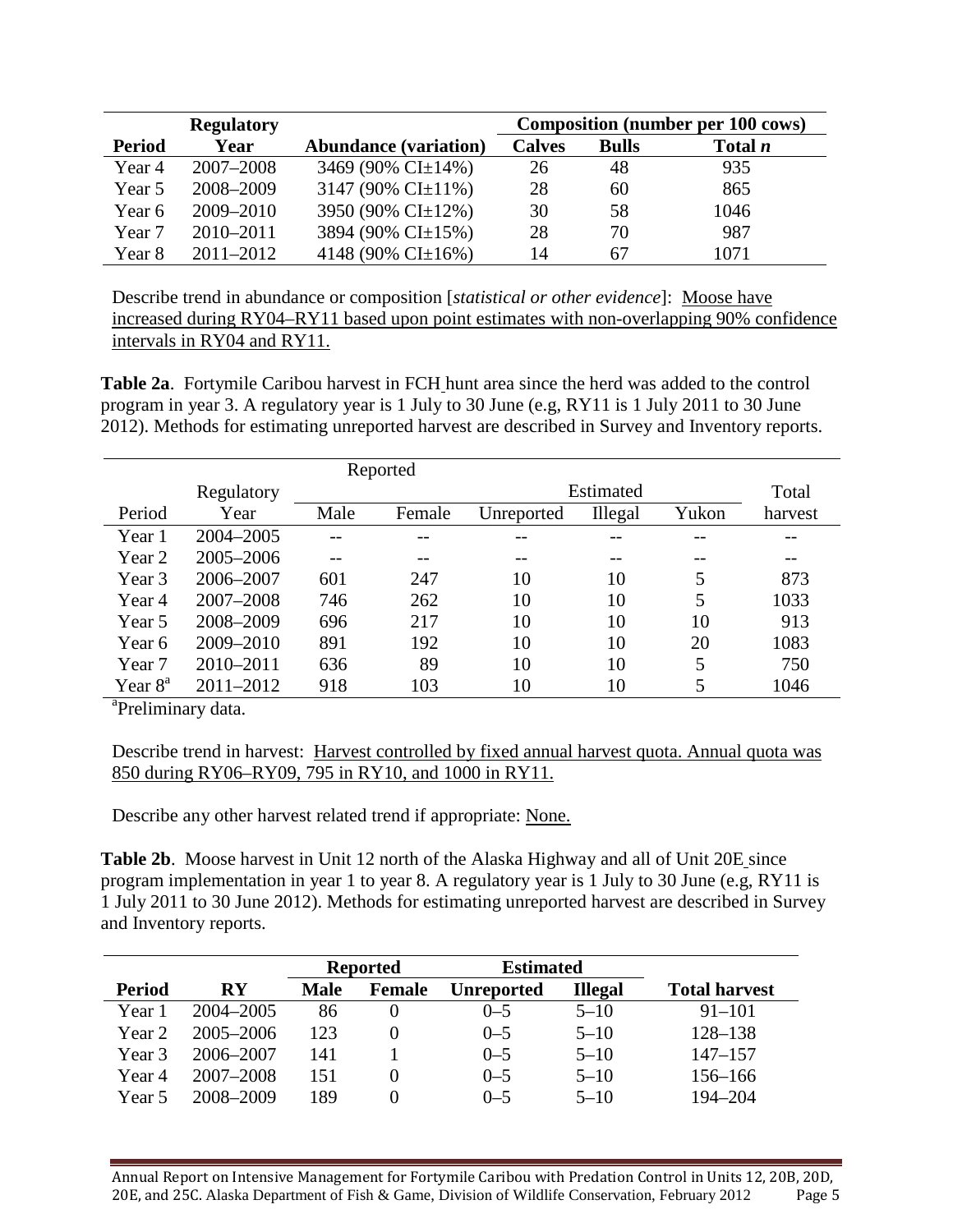| Period | Regulatory Year | Abundance (variation) | Composition (number per 100 cows) | | |
|---|---|---|---|---|---|
| | | | Calves | Bulls | Total *n* |
| Year 4 | 2007–2008 | 3469 (90% CI±14%) | 26 | 48 | 935 |
| Year 5 | 2008–2009 | 3147 (90% CI±11%) | 28 | 60 | 865 |
| Year 6 | 2009–2010 | 3950 (90% CI±12%) | 30 | 58 | 1046 |
| Year 7 | 2010–2011 | 3894 (90% CI±15%) | 28 | 70 | 987 |
| Year 8 | 2011–2012 | 4148 (90% CI±16%) | 14 | 67 | 1071 |

Describe trend in abundance or composition [*statistical or other evidence*]: Moose have increased during RY04–RY11 based upon point estimates with non-overlapping 90% confidence intervals in RY04 and RY11.

**Table 2a**. Fortymile Caribou harvest in FCH hunt area since the herd was added to the control program in year 3. A regulatory year is 1 July to 30 June (e.g, RY11 is 1 July 2011 to 30 June 2012). Methods for estimating unreported harvest are described in Survey and Inventory reports.

| Period | Regulatory Year | Reported | | Estimated | | | Total harvest |
|---|---|---|---|---|---|---|---|
| | | Male | Female | Unreported | Illegal | Yukon | |
| Year 1 | 2004–2005 | -- | -- | -- | -- | -- | -- |
| Year 2 | 2005–2006 | -- | -- | -- | -- | -- | -- |
| Year 3 | 2006–2007 | 601 | 247 | 10 | 10 | 5 | 873 |
| Year 4 | 2007–2008 | 746 | 262 | 10 | 10 | 5 | 1033 |
| Year 5 | 2008–2009 | 696 | 217 | 10 | 10 | 10 | 913 |
| Year 6 | 2009–2010 | 891 | 192 | 10 | 10 | 20 | 1083 |
| Year 7 | 2010–2011 | 636 | 89 | 10 | 10 | 5 | 750 |
| Year 8[a] | 2011–2012 | 918 | 103 | 10 | 10 | 5 | 1046 |

[a]Preliminary data.

Describe trend in harvest: Harvest controlled by fixed annual harvest quota. Annual quota was 850 during RY06–RY09, 795 in RY10, and 1000 in RY11.

Describe any other harvest related trend if appropriate: None.

**Table 2b**. Moose harvest in Unit 12 north of the Alaska Highway and all of Unit 20E since program implementation in year 1 to year 8. A regulatory year is 1 July to 30 June (e.g, RY11 is 1 July 2011 to 30 June 2012). Methods for estimating unreported harvest are described in Survey and Inventory reports.

| Period | RY | Reported | | Estimated | | Total harvest |
|---|---|---|---|---|---|---|
| | | Male | Female | Unreported | Illegal | |
| Year 1 | 2004–2005 | 86 | 0 | 0–5 | 5–10 | 91–101 |
| Year 2 | 2005–2006 | 123 | 0 | 0–5 | 5–10 | 128–138 |
| Year 3 | 2006–2007 | 141 | 1 | 0–5 | 5–10 | 147–157 |
| Year 4 | 2007–2008 | 151 | 0 | 0–5 | 5–10 | 156–166 |
| Year 5 | 2008–2009 | 189 | 0 | 0–5 | 5–10 | 194–204 |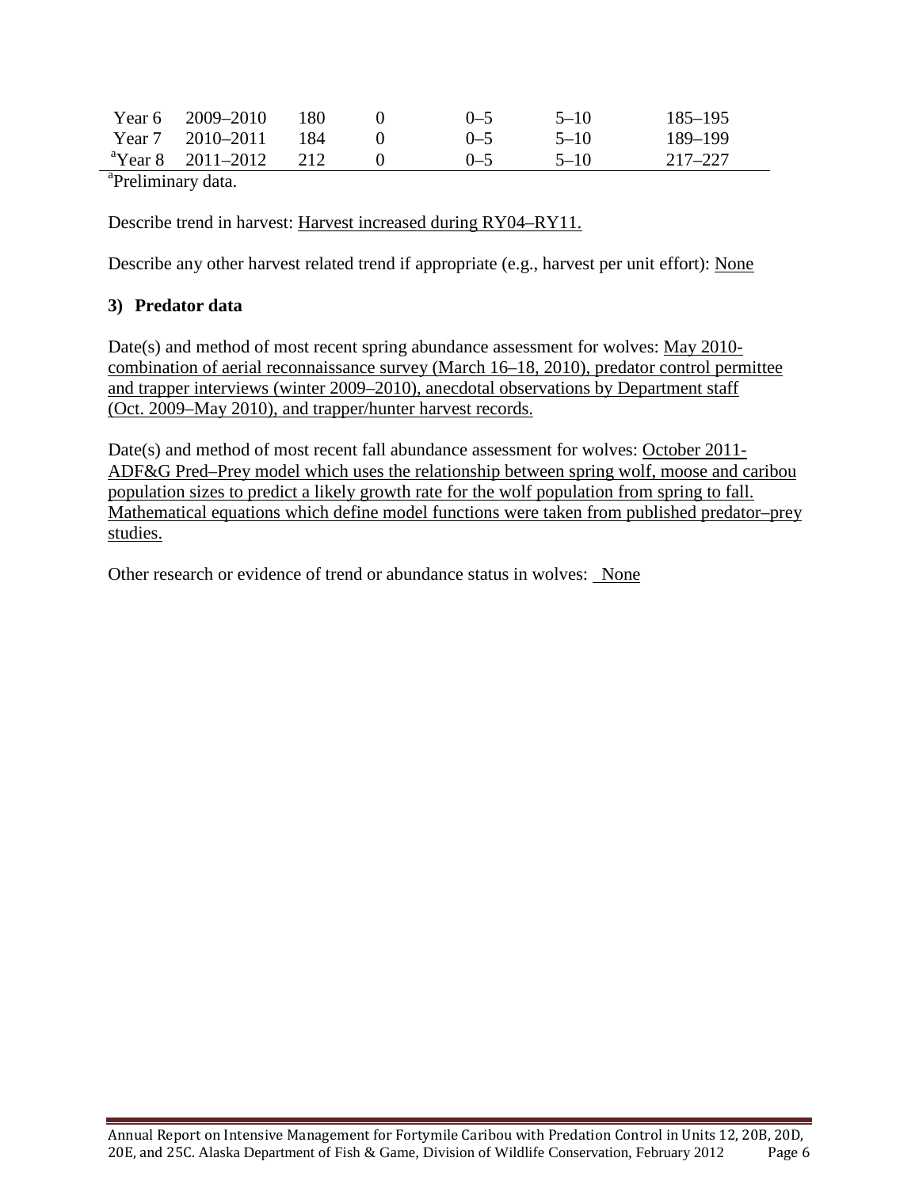| | | | | | | |
|---|---|---|---|---|---|---|
| Year 6 | 2009–2010 | 180 | 0 | 0–5 | 5–10 | 185–195 |
| Year 7 | 2010–2011 | 184 | 0 | 0–5 | 5–10 | 189–199 |
| [a]Year 8 | 2011–2012 | 212 | 0 | 0–5 | 5–10 | 217–227 |

[a]Preliminary data.

Describe trend in harvest: Harvest increased during RY04–RY11.

Describe any other harvest related trend if appropriate (e.g., harvest per unit effort): None

### 3) Predator data

Date(s) and method of most recent spring abundance assessment for wolves: May 2010-combination of aerial reconnaissance survey (March 16–18, 2010), predator control permittee and trapper interviews (winter 2009–2010), anecdotal observations by Department staff (Oct. 2009–May 2010), and trapper/hunter harvest records.

Date(s) and method of most recent fall abundance assessment for wolves: October 2011-ADF&G Pred–Prey model which uses the relationship between spring wolf, moose and caribou population sizes to predict a likely growth rate for the wolf population from spring to fall. Mathematical equations which define model functions were taken from published predator–prey studies.

Other research or evidence of trend or abundance status in wolves: None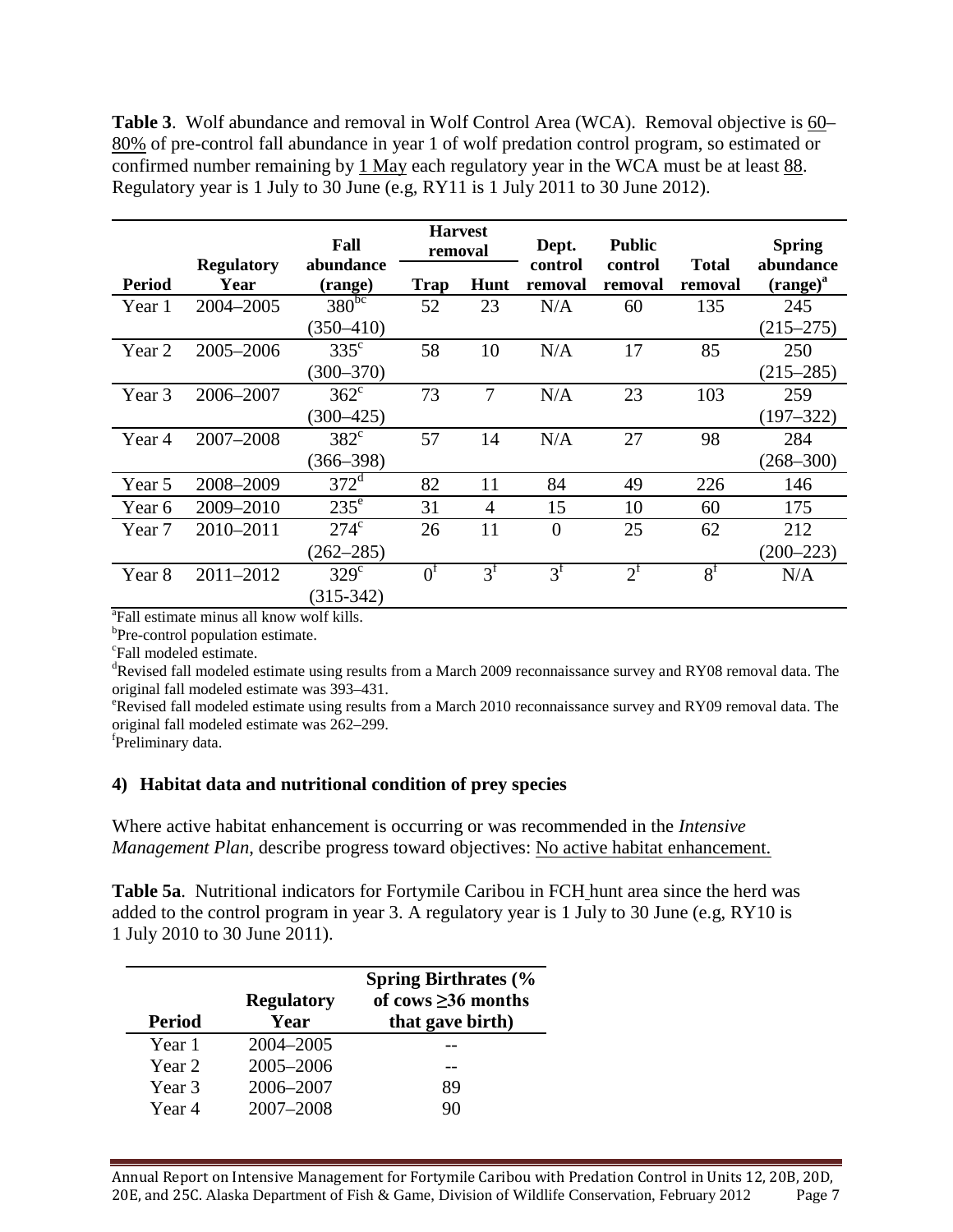**Table 3**. Wolf abundance and removal in Wolf Control Area (WCA). Removal objective is 60–80% of pre-control fall abundance in year 1 of wolf predation control program, so estimated or confirmed number remaining by 1 May each regulatory year in the WCA must be at least 88. Regulatory year is 1 July to 30 June (e.g, RY11 is 1 July 2011 to 30 June 2012).

| Period | Regulatory Year | Fall abundance (range) | Harvest removal | | Dept. control removal | Public control removal | Total removal | Spring abundance (range)[a] |
|---|---|---|---|---|---|---|---|---|
| | | | Trap | Hunt | | | | |
| Year 1 | 2004–2005 | 380[bc] (350–410) | 52 | 23 | N/A | 60 | 135 | 245 (215–275) |
| Year 2 | 2005–2006 | 335[c] (300–370) | 58 | 10 | N/A | 17 | 85 | 250 (215–285) |
| Year 3 | 2006–2007 | 362[c] (300–425) | 73 | 7 | N/A | 23 | 103 | 259 (197–322) |
| Year 4 | 2007–2008 | 382[c] (366–398) | 57 | 14 | N/A | 27 | 98 | 284 (268–300) |
| Year 5 | 2008–2009 | 372[d] | 82 | 11 | 84 | 49 | 226 | 146 |
| Year 6 | 2009–2010 | 235[e] | 31 | 4 | 15 | 10 | 60 | 175 |
| Year 7 | 2010–2011 | 274[c] (262–285) | 26 | 11 | 0 | 25 | 62 | 212 (200–223) |
| Year 8 | 2011–2012 | 329[c] (315-342) | 0[f] | 3[f] | 3[f] | 2[f] | 8[f] | N/A |

[a]Fall estimate minus all know wolf kills.
[b]Pre-control population estimate.
[c]Fall modeled estimate.
[d]Revised fall modeled estimate using results from a March 2009 reconnaissance survey and RY08 removal data. The original fall modeled estimate was 393–431.
[e]Revised fall modeled estimate using results from a March 2010 reconnaissance survey and RY09 removal data. The original fall modeled estimate was 262–299.
[f]Preliminary data.

### 4) Habitat data and nutritional condition of prey species

Where active habitat enhancement is occurring or was recommended in the *Intensive Management Plan*, describe progress toward objectives: No active habitat enhancement.

**Table 5a**. Nutritional indicators for Fortymile Caribou in FCH hunt area since the herd was added to the control program in year 3. A regulatory year is 1 July to 30 June (e.g, RY10 is 1 July 2010 to 30 June 2011).

| Period | Regulatory Year | Spring Birthrates (% of cows ≥36 months that gave birth) |
|---|---|---|
| Year 1 | 2004–2005 | -- |
| Year 2 | 2005–2006 | -- |
| Year 3 | 2006–2007 | 89 |
| Year 4 | 2007–2008 | 90 |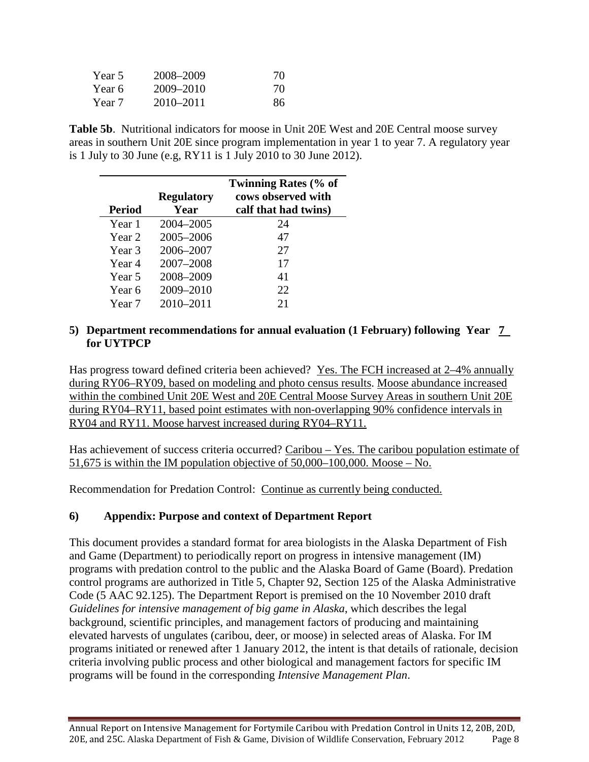| Year 5 | 2008–2009 | 70 |
|---|---|---|
| Year 6 | 2009–2010 | 70 |
| Year 7 | 2010–2011 | 86 |

**Table 5b**. Nutritional indicators for moose in Unit 20E West and 20E Central moose survey areas in southern Unit 20E since program implementation in year 1 to year 7. A regulatory year is 1 July to 30 June (e.g, RY11 is 1 July 2010 to 30 June 2012).

| Period | Regulatory Year | Twinning Rates (% of cows observed with calf that had twins) |
|---|---|---|
| Year 1 | 2004–2005 | 24 |
| Year 2 | 2005–2006 | 47 |
| Year 3 | 2006–2007 | 27 |
| Year 4 | 2007–2008 | 17 |
| Year 5 | 2008–2009 | 41 |
| Year 6 | 2009–2010 | 22 |
| Year 7 | 2010–2011 | 21 |

## 5) Department recommendations for annual evaluation (1 February) following Year 7 for UYTPCP

Has progress toward defined criteria been achieved? Yes. The FCH increased at 2–4% annually during RY06–RY09, based on modeling and photo census results. Moose abundance increased within the combined Unit 20E West and 20E Central Moose Survey Areas in southern Unit 20E during RY04–RY11, based point estimates with non-overlapping 90% confidence intervals in RY04 and RY11. Moose harvest increased during RY04–RY11.

Has achievement of success criteria occurred? Caribou – Yes. The caribou population estimate of 51,675 is within the IM population objective of 50,000–100,000. Moose – No.

Recommendation for Predation Control: Continue as currently being conducted.

## 6) Appendix: Purpose and context of Department Report

This document provides a standard format for area biologists in the Alaska Department of Fish and Game (Department) to periodically report on progress in intensive management (IM) programs with predation control to the public and the Alaska Board of Game (Board). Predation control programs are authorized in Title 5, Chapter 92, Section 125 of the Alaska Administrative Code (5 AAC 92.125). The Department Report is premised on the 10 November 2010 draft *Guidelines for intensive management of big game in Alaska*, which describes the legal background, scientific principles, and management factors of producing and maintaining elevated harvests of ungulates (caribou, deer, or moose) in selected areas of Alaska. For IM programs initiated or renewed after 1 January 2012, the intent is that details of rationale, decision criteria involving public process and other biological and management factors for specific IM programs will be found in the corresponding *Intensive Management Plan*.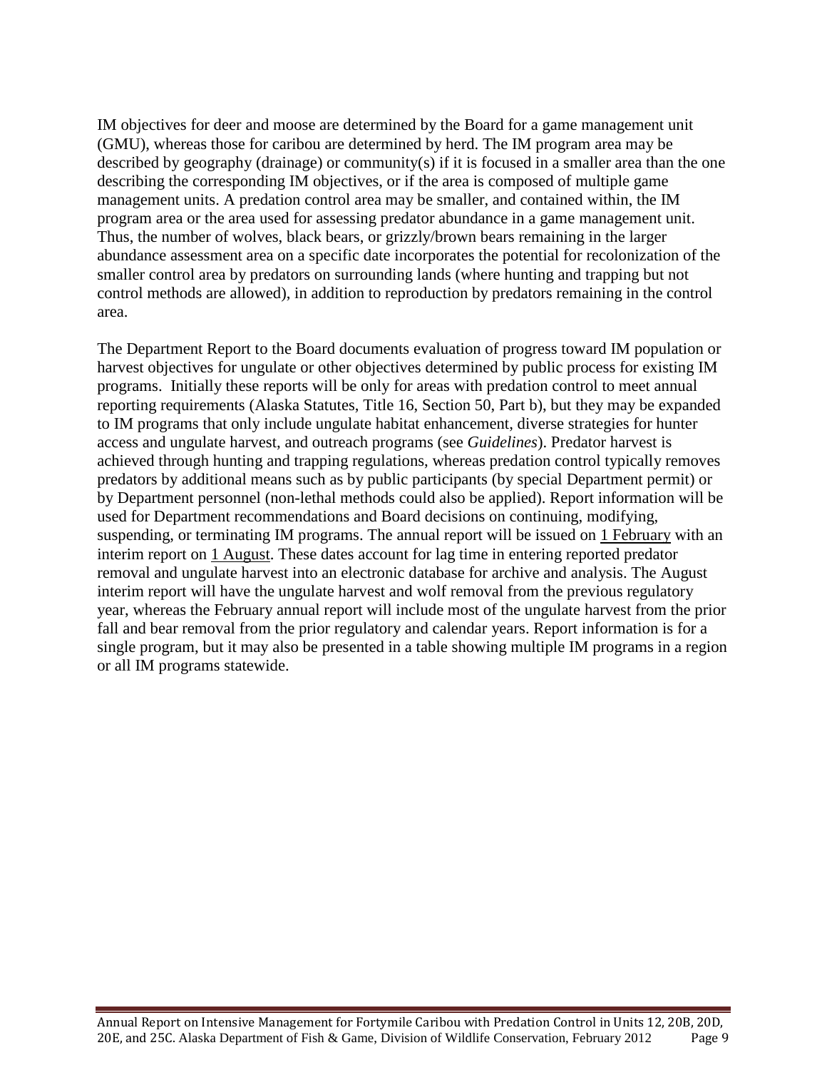IM objectives for deer and moose are determined by the Board for a game management unit (GMU), whereas those for caribou are determined by herd. The IM program area may be described by geography (drainage) or community(s) if it is focused in a smaller area than the one describing the corresponding IM objectives, or if the area is composed of multiple game management units. A predation control area may be smaller, and contained within, the IM program area or the area used for assessing predator abundance in a game management unit. Thus, the number of wolves, black bears, or grizzly/brown bears remaining in the larger abundance assessment area on a specific date incorporates the potential for recolonization of the smaller control area by predators on surrounding lands (where hunting and trapping but not control methods are allowed), in addition to reproduction by predators remaining in the control area.

The Department Report to the Board documents evaluation of progress toward IM population or harvest objectives for ungulate or other objectives determined by public process for existing IM programs. Initially these reports will be only for areas with predation control to meet annual reporting requirements (Alaska Statutes, Title 16, Section 50, Part b), but they may be expanded to IM programs that only include ungulate habitat enhancement, diverse strategies for hunter access and ungulate harvest, and outreach programs (see *Guidelines*). Predator harvest is achieved through hunting and trapping regulations, whereas predation control typically removes predators by additional means such as by public participants (by special Department permit) or by Department personnel (non-lethal methods could also be applied). Report information will be used for Department recommendations and Board decisions on continuing, modifying, suspending, or terminating IM programs. The annual report will be issued on 1 February with an interim report on 1 August. These dates account for lag time in entering reported predator removal and ungulate harvest into an electronic database for archive and analysis. The August interim report will have the ungulate harvest and wolf removal from the previous regulatory year, whereas the February annual report will include most of the ungulate harvest from the prior fall and bear removal from the prior regulatory and calendar years. Report information is for a single program, but it may also be presented in a table showing multiple IM programs in a region or all IM programs statewide.